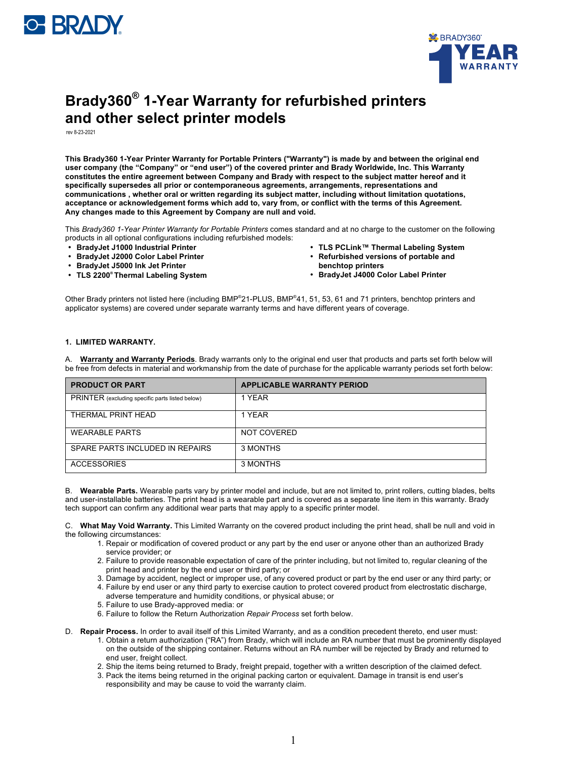BRADY

BRADY360° 1 YEAR WARRANTY

# Brady360® 1-Year Warranty for refurbished printers and other select printer models

rev 8-23-2021

**This Brady360 1-Year Printer Warranty for Portable Printers ("Warranty") is made by and between the original end user company (the "Company" or "end user") of the covered printer and Brady Worldwide, Inc. This Warranty constitutes the entire agreement between Company and Brady with respect to the subject matter hereof and it specifically supersedes all prior or contemporaneous agreements, arrangements, representations and communications , whether oral or written regarding its subject matter, including without limitation quotations, acceptance or acknowledgement forms which add to, vary from, or conflict with the terms of this Agreement. Any changes made to this Agreement by Company are null and void.**

This *Brady360 1-Year Printer Warranty for Portable Printers* comes standard and at no charge to the customer on the following products in all optional configurations including refurbished models:

- **BradyJet J1000 Industrial Printer**
- **BradyJet J2000 Color Label Printer**
- **BradyJet J5000 Ink Jet Printer**
- **TLS 2200® Thermal Labeling System**
- **TLS PCLink™ Thermal Labeling System**
- **Refurbished versions of portable and benchtop printers**
- **BradyJet J4000 Color Label Printer**

Other Brady printers not listed here (including BMP®21-PLUS, BMP®41, 51, 53, 61 and 71 printers, benchtop printers and applicator systems) are covered under separate warranty terms and have different years of coverage.

### 1. LIMITED WARRANTY.

A. **Warranty and Warranty Periods**. Brady warrants only to the original end user that products and parts set forth below will be free from defects in material and workmanship from the date of purchase for the applicable warranty periods set forth below:

| PRODUCT OR PART | APPLICABLE WARRANTY PERIOD |
| --- | --- |
| PRINTER (excluding specific parts listed below) | 1 YEAR |
| THERMAL PRINT HEAD | 1 YEAR |
| WEARABLE PARTS | NOT COVERED |
| SPARE PARTS INCLUDED IN REPAIRS | 3 MONTHS |
| ACCESSORIES | 3 MONTHS |

B. **Wearable Parts.** Wearable parts vary by printer model and include, but are not limited to, print rollers, cutting blades, belts and user-installable batteries. The print head is a wearable part and is covered as a separate line item in this warranty. Brady tech support can confirm any additional wear parts that may apply to a specific printer model.

C. **What May Void Warranty.** This Limited Warranty on the covered product including the print head, shall be null and void in the following circumstances:

1. Repair or modification of covered product or any part by the end user or anyone other than an authorized Brady service provider; or
2. Failure to provide reasonable expectation of care of the printer including, but not limited to, regular cleaning of the print head and printer by the end user or third party; or
3. Damage by accident, neglect or improper use, of any covered product or part by the end user or any third party; or
4. Failure by end user or any third party to exercise caution to protect covered product from electrostatic discharge, adverse temperature and humidity conditions, or physical abuse; or
5. Failure to use Brady-approved media: or
6. Failure to follow the Return Authorization *Repair Process* set forth below.

D. **Repair Process.** In order to avail itself of this Limited Warranty, and as a condition precedent thereto, end user must:

1. Obtain a return authorization ("RA") from Brady, which will include an RA number that must be prominently displayed on the outside of the shipping container. Returns without an RA number will be rejected by Brady and returned to end user, freight collect.
2. Ship the items being returned to Brady, freight prepaid, together with a written description of the claimed defect.
3. Pack the items being returned in the original packing carton or equivalent. Damage in transit is end user's responsibility and may be cause to void the warranty claim.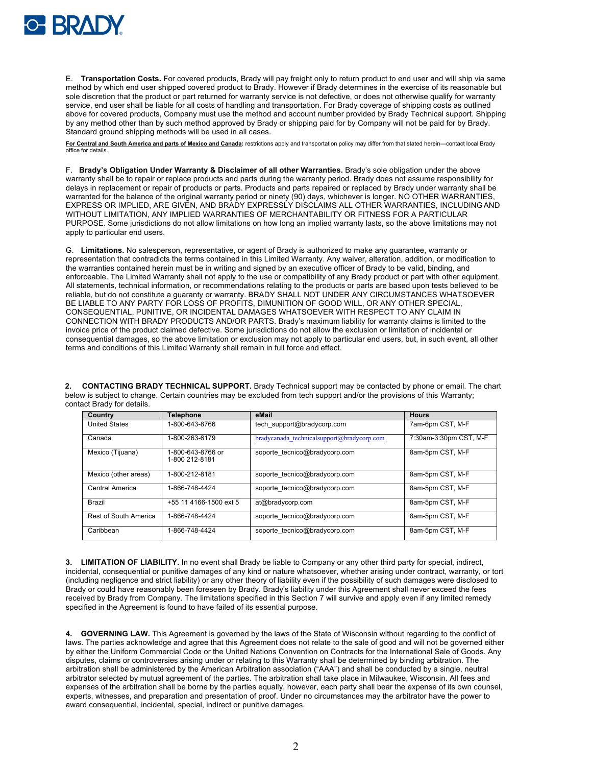E. **Transportation Costs.** For covered products, Brady will pay freight only to return product to end user and will ship via same method by which end user shipped covered product to Brady. However if Brady determines in the exercise of its reasonable but sole discretion that the product or part returned for warranty service is not defective, or does not otherwise qualify for warranty service, end user shall be liable for all costs of handling and transportation. For Brady coverage of shipping costs as outlined above for covered products, Company must use the method and account number provided by Brady Technical support. Shipping by any method other than by such method approved by Brady or shipping paid for by Company will not be paid for by Brady. Standard ground shipping methods will be used in all cases.

**For Central and South America and parts of Mexico and Canada:** restrictions apply and transportation policy may differ from that stated herein—contact local Brady office for details.

F. **Brady's Obligation Under Warranty & Disclaimer of all other Warranties.** Brady's sole obligation under the above warranty shall be to repair or replace products and parts during the warranty period. Brady does not assume responsibility for delays in replacement or repair of products or parts. Products and parts repaired or replaced by Brady under warranty shall be warranted for the balance of the original warranty period or ninety (90) days, whichever is longer. NO OTHER WARRANTIES, EXPRESS OR IMPLIED, ARE GIVEN, AND BRADY EXPRESSLY DISCLAIMS ALL OTHER WARRANTIES, INCLUDING AND WITHOUT LIMITATION, ANY IMPLIED WARRANTIES OF MERCHANTABILITY OR FITNESS FOR A PARTICULAR PURPOSE. Some jurisdictions do not allow limitations on how long an implied warranty lasts, so the above limitations may not apply to particular end users.

G. **Limitations.** No salesperson, representative, or agent of Brady is authorized to make any guarantee, warranty or representation that contradicts the terms contained in this Limited Warranty. Any waiver, alteration, addition, or modification to the warranties contained herein must be in writing and signed by an executive officer of Brady to be valid, binding, and enforceable. The Limited Warranty shall not apply to the use or compatibility of any Brady product or part with other equipment. All statements, technical information, or recommendations relating to the products or parts are based upon tests believed to be reliable, but do not constitute a guaranty or warranty. BRADY SHALL NOT UNDER ANY CIRCUMSTANCES WHATSOEVER BE LIABLE TO ANY PARTY FOR LOSS OF PROFITS, DIMUNITION OF GOOD WILL, OR ANY OTHER SPECIAL, CONSEQUENTIAL, PUNITIVE, OR INCIDENTAL DAMAGES WHATSOEVER WITH RESPECT TO ANY CLAIM IN CONNECTION WITH BRADY PRODUCTS AND/OR PARTS. Brady's maximum liability for warranty claims is limited to the invoice price of the product claimed defective. Some jurisdictions do not allow the exclusion or limitation of incidental or consequential damages, so the above limitation or exclusion may not apply to particular end users, but, in such event, all other terms and conditions of this Limited Warranty shall remain in full force and effect.

**2. CONTACTING BRADY TECHNICAL SUPPORT.** Brady Technical support may be contacted by phone or email. The chart below is subject to change. Certain countries may be excluded from tech support and/or the provisions of this Warranty; contact Brady for details.

| Country | Telephone | eMail | Hours |
|---|---|---|---|
| United States | 1-800-643-8766 | tech_support@bradycorp.com | 7am-6pm CST, M-F |
| Canada | 1-800-263-6179 | bradycanada_technicalsupport@bradycorp.com | 7:30am-3:30pm CST, M-F |
| Mexico (Tijuana) | 1-800-643-8766 or 1-800 212-8181 | soporte_tecnico@bradycorp.com | 8am-5pm CST, M-F |
| Mexico (other areas) | 1-800-212-8181 | soporte_tecnico@bradycorp.com | 8am-5pm CST, M-F |
| Central America | 1-866-748-4424 | soporte_tecnico@bradycorp.com | 8am-5pm CST, M-F |
| Brazil | +55 11 4166-1500 ext 5 | at@bradycorp.com | 8am-5pm CST, M-F |
| Rest of South America | 1-866-748-4424 | soporte_tecnico@bradycorp.com | 8am-5pm CST, M-F |
| Caribbean | 1-866-748-4424 | soporte_tecnico@bradycorp.com | 8am-5pm CST, M-F |

**3. LIMITATION OF LIABILITY.** In no event shall Brady be liable to Company or any other third party for special, indirect, incidental, consequential or punitive damages of any kind or nature whatsoever, whether arising under contract, warranty, or tort (including negligence and strict liability) or any other theory of liability even if the possibility of such damages were disclosed to Brady or could have reasonably been foreseen by Brady. Brady's liability under this Agreement shall never exceed the fees received by Brady from Company. The limitations specified in this Section 7 will survive and apply even if any limited remedy specified in the Agreement is found to have failed of its essential purpose.

**4. GOVERNING LAW.** This Agreement is governed by the laws of the State of Wisconsin without regarding to the conflict of laws. The parties acknowledge and agree that this Agreement does not relate to the sale of good and will not be governed either by either the Uniform Commercial Code or the United Nations Convention on Contracts for the International Sale of Goods. Any disputes, claims or controversies arising under or relating to this Warranty shall be determined by binding arbitration. The arbitration shall be administered by the American Arbitration association ("AAA") and shall be conducted by a single, neutral arbitrator selected by mutual agreement of the parties. The arbitration shall take place in Milwaukee, Wisconsin. All fees and expenses of the arbitration shall be borne by the parties equally, however, each party shall bear the expense of its own counsel, experts, witnesses, and preparation and presentation of proof. Under no circumstances may the arbitrator have the power to award consequential, incidental, special, indirect or punitive damages.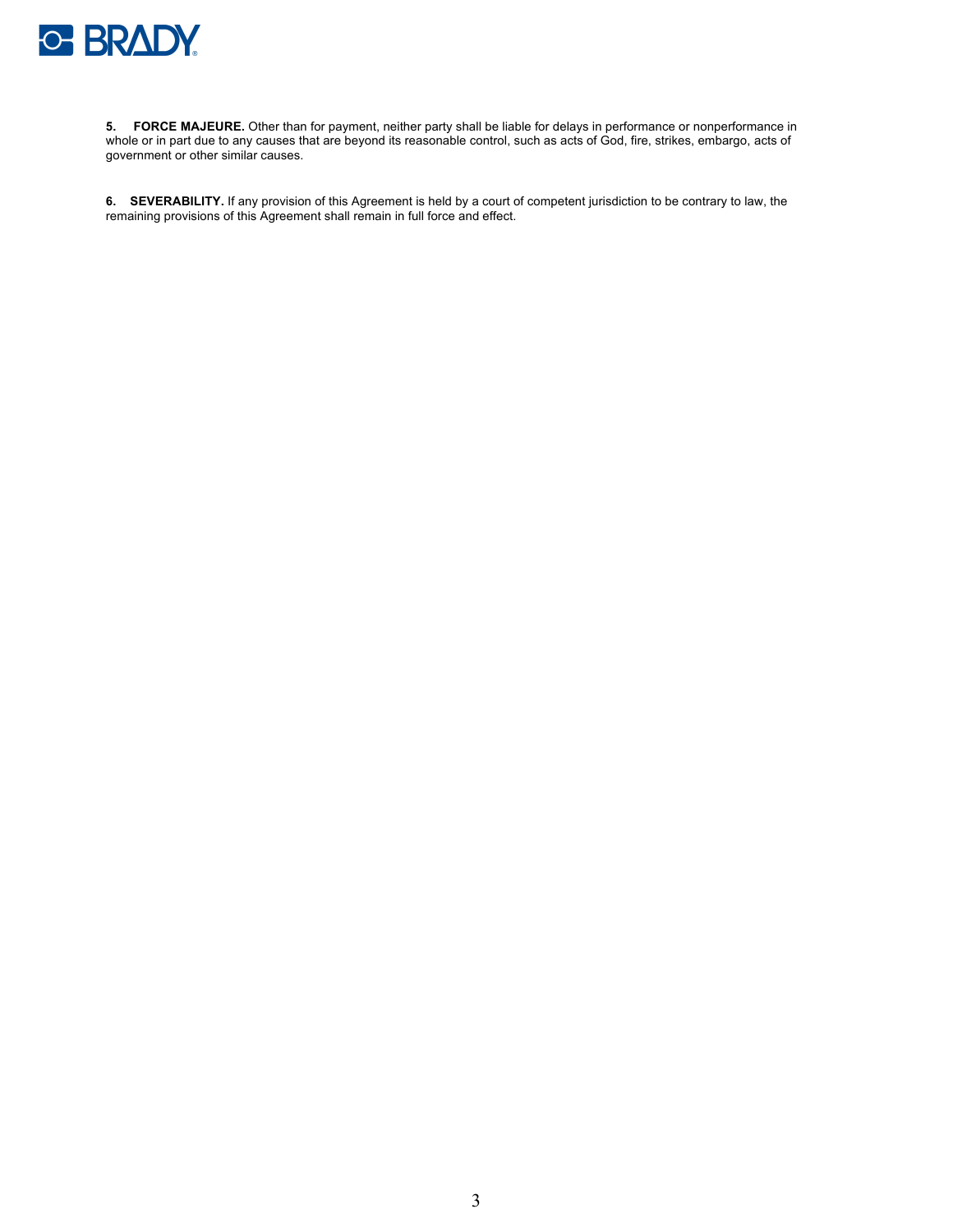**5. FORCE MAJEURE.** Other than for payment, neither party shall be liable for delays in performance or nonperformance in whole or in part due to any causes that are beyond its reasonable control, such as acts of God, fire, strikes, embargo, acts of government or other similar causes.

**6. SEVERABILITY.** If any provision of this Agreement is held by a court of competent jurisdiction to be contrary to law, the remaining provisions of this Agreement shall remain in full force and effect.